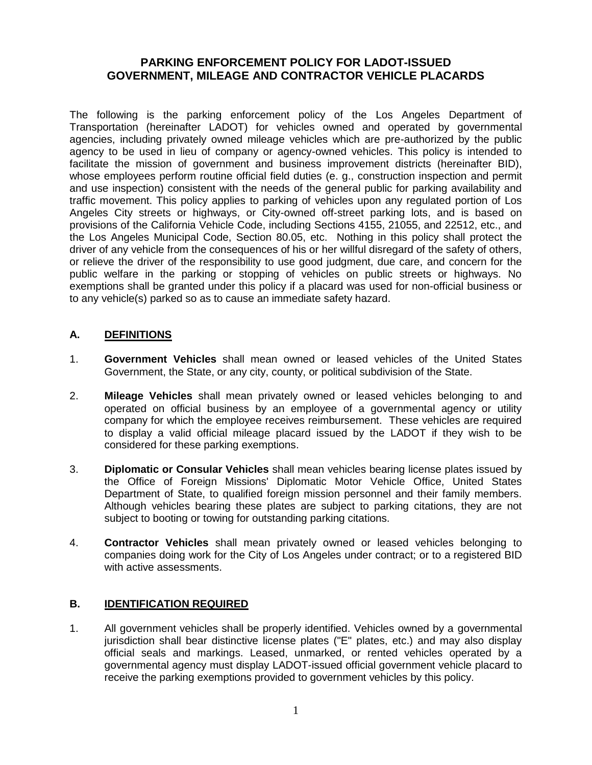# PARKING ENFORCEMENT POLICY FOR LADOT-ISSUED GOVERNMENT, MILEAGE AND CONTRACTOR VEHICLE PLACARDS

The following is the parking enforcement policy of the Los Angeles Department of Transportation (hereinafter LADOT) for vehicles owned and operated by governmental agencies, including privately owned mileage vehicles which are pre-authorized by the public agency to be used in lieu of company or agency-owned vehicles. This policy is intended to facilitate the mission of government and business improvement districts (hereinafter BID), whose employees perform routine official field duties (e. g., construction inspection and permit and use inspection) consistent with the needs of the general public for parking availability and traffic movement. This policy applies to parking of vehicles upon any regulated portion of Los Angeles City streets or highways, or City-owned off-street parking lots, and is based on provisions of the California Vehicle Code, including Sections 4155, 21055, and 22512, etc., and the Los Angeles Municipal Code, Section 80.05, etc. Nothing in this policy shall protect the driver of any vehicle from the consequences of his or her willful disregard of the safety of others, or relieve the driver of the responsibility to use good judgment, due care, and concern for the public welfare in the parking or stopping of vehicles on public streets or highways. No exemptions shall be granted under this policy if a placard was used for non-official business or to any vehicle(s) parked so as to cause an immediate safety hazard.

## A. DEFINITIONS

1. **Government Vehicles** shall mean owned or leased vehicles of the United States Government, the State, or any city, county, or political subdivision of the State.

2. **Mileage Vehicles** shall mean privately owned or leased vehicles belonging to and operated on official business by an employee of a governmental agency or utility company for which the employee receives reimbursement. These vehicles are required to display a valid official mileage placard issued by the LADOT if they wish to be considered for these parking exemptions.

3. **Diplomatic or Consular Vehicles** shall mean vehicles bearing license plates issued by the Office of Foreign Missions' Diplomatic Motor Vehicle Office, United States Department of State, to qualified foreign mission personnel and their family members. Although vehicles bearing these plates are subject to parking citations, they are not subject to booting or towing for outstanding parking citations.

4. **Contractor Vehicles** shall mean privately owned or leased vehicles belonging to companies doing work for the City of Los Angeles under contract; or to a registered BID with active assessments.

## B. IDENTIFICATION REQUIRED

1. All government vehicles shall be properly identified. Vehicles owned by a governmental jurisdiction shall bear distinctive license plates ("E" plates, etc.) and may also display official seals and markings. Leased, unmarked, or rented vehicles operated by a governmental agency must display LADOT-issued official government vehicle placard to receive the parking exemptions provided to government vehicles by this policy.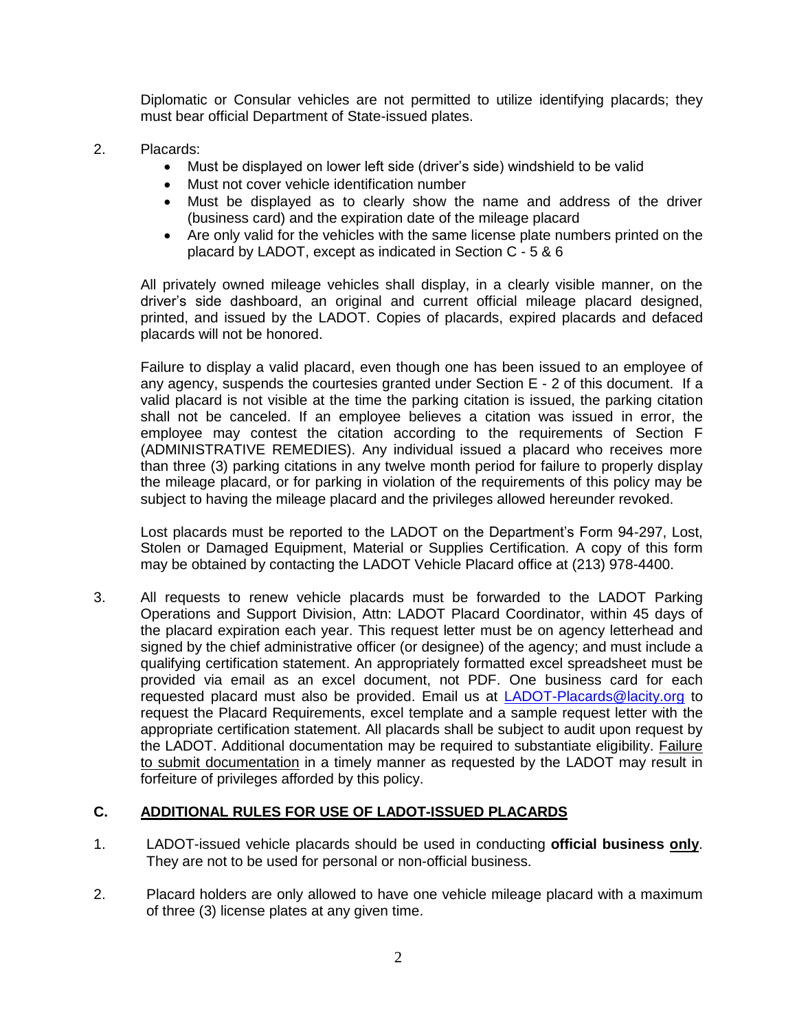Diplomatic or Consular vehicles are not permitted to utilize identifying placards; they must bear official Department of State-issued plates.

2. Placards:
   - Must be displayed on lower left side (driver's side) windshield to be valid
   - Must not cover vehicle identification number
   - Must be displayed as to clearly show the name and address of the driver (business card) and the expiration date of the mileage placard
   - Are only valid for the vehicles with the same license plate numbers printed on the placard by LADOT, except as indicated in Section C - 5 & 6

   All privately owned mileage vehicles shall display, in a clearly visible manner, on the driver's side dashboard, an original and current official mileage placard designed, printed, and issued by the LADOT. Copies of placards, expired placards and defaced placards will not be honored.

   Failure to display a valid placard, even though one has been issued to an employee of any agency, suspends the courtesies granted under Section E - 2 of this document. If a valid placard is not visible at the time the parking citation is issued, the parking citation shall not be canceled. If an employee believes a citation was issued in error, the employee may contest the citation according to the requirements of Section F (ADMINISTRATIVE REMEDIES). Any individual issued a placard who receives more than three (3) parking citations in any twelve month period for failure to properly display the mileage placard, or for parking in violation of the requirements of this policy may be subject to having the mileage placard and the privileges allowed hereunder revoked.

   Lost placards must be reported to the LADOT on the Department's Form 94-297, Lost, Stolen or Damaged Equipment, Material or Supplies Certification. A copy of this form may be obtained by contacting the LADOT Vehicle Placard office at (213) 978-4400.

3. All requests to renew vehicle placards must be forwarded to the LADOT Parking Operations and Support Division, Attn: LADOT Placard Coordinator, within 45 days of the placard expiration each year. This request letter must be on agency letterhead and signed by the chief administrative officer (or designee) of the agency; and must include a qualifying certification statement. An appropriately formatted excel spreadsheet must be provided via email as an excel document, not PDF. One business card for each requested placard must also be provided. Email us at LADOT-Placards@lacity.org to request the Placard Requirements, excel template and a sample request letter with the appropriate certification statement. All placards shall be subject to audit upon request by the LADOT. Additional documentation may be required to substantiate eligibility. <u>Failure to submit documentation</u> in a timely manner as requested by the LADOT may result in forfeiture of privileges afforded by this policy.

## C. <u>ADDITIONAL RULES FOR USE OF LADOT-ISSUED PLACARDS</u>

1. LADOT-issued vehicle placards should be used in conducting **official business <u>only</u>**. They are not to be used for personal or non-official business.

2. Placard holders are only allowed to have one vehicle mileage placard with a maximum of three (3) license plates at any given time.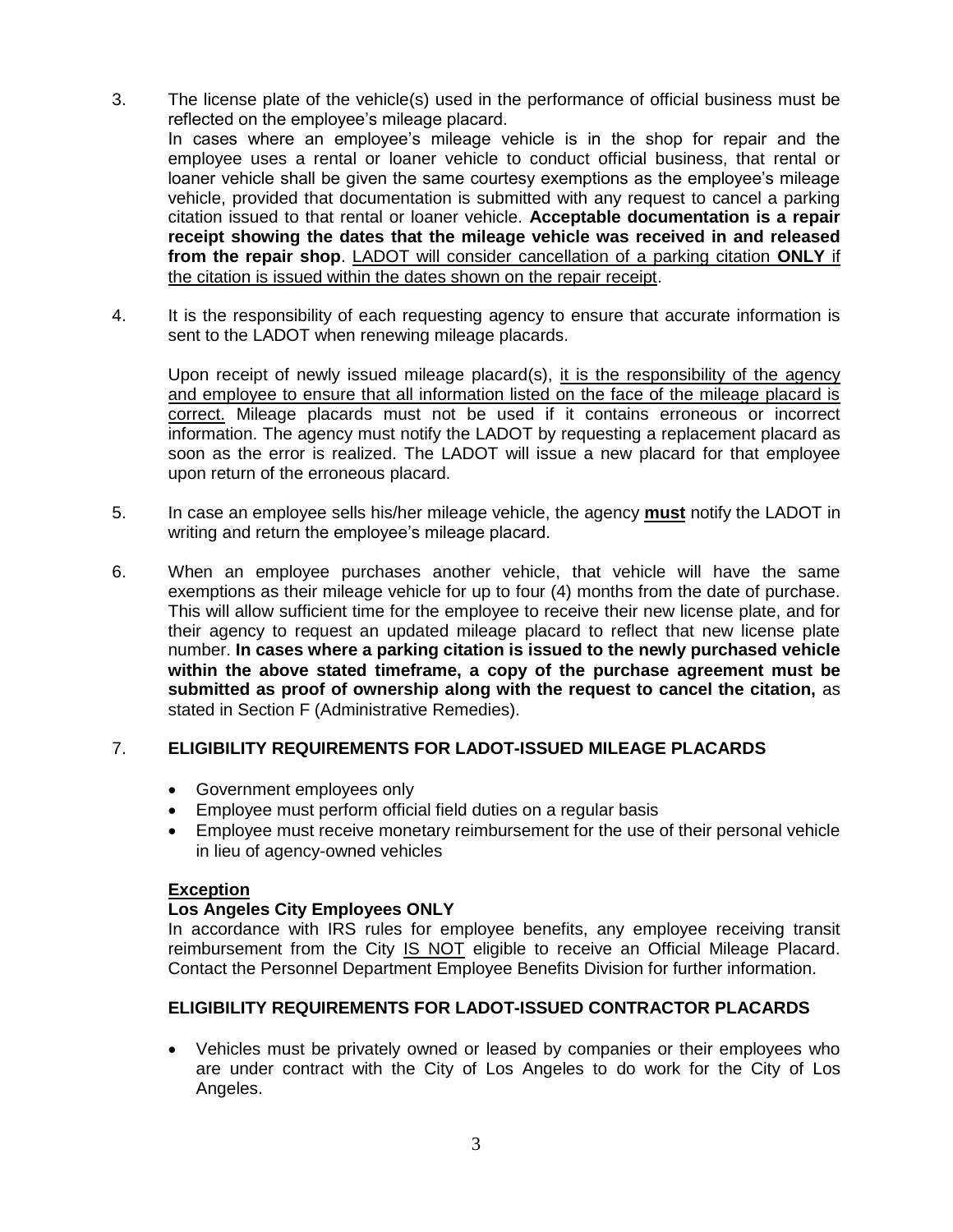3. The license plate of the vehicle(s) used in the performance of official business must be reflected on the employee's mileage placard.
   In cases where an employee's mileage vehicle is in the shop for repair and the employee uses a rental or loaner vehicle to conduct official business, that rental or loaner vehicle shall be given the same courtesy exemptions as the employee's mileage vehicle, provided that documentation is submitted with any request to cancel a parking citation issued to that rental or loaner vehicle. **Acceptable documentation is a repair receipt showing the dates that the mileage vehicle was received in and released from the repair shop**. <u>LADOT will consider cancellation of a parking citation **ONLY** if the citation is issued within the dates shown on the repair receipt</u>.

4. It is the responsibility of each requesting agency to ensure that accurate information is sent to the LADOT when renewing mileage placards.

   Upon receipt of newly issued mileage placard(s), <u>it is the responsibility of the agency and employee to ensure that all information listed on the face of the mileage placard is correct.</u> Mileage placards must not be used if it contains erroneous or incorrect information. The agency must notify the LADOT by requesting a replacement placard as soon as the error is realized. The LADOT will issue a new placard for that employee upon return of the erroneous placard.

5. In case an employee sells his/her mileage vehicle, the agency <u>**must**</u> notify the LADOT in writing and return the employee's mileage placard.

6. When an employee purchases another vehicle, that vehicle will have the same exemptions as their mileage vehicle for up to four (4) months from the date of purchase. This will allow sufficient time for the employee to receive their new license plate, and for their agency to request an updated mileage placard to reflect that new license plate number. **In cases where a parking citation is issued to the newly purchased vehicle within the above stated timeframe, a copy of the purchase agreement must be submitted as proof of ownership along with the request to cancel the citation,** as stated in Section F (Administrative Remedies).

7. **ELIGIBILITY REQUIREMENTS FOR LADOT-ISSUED MILEAGE PLACARDS**

   - Government employees only
   - Employee must perform official field duties on a regular basis
   - Employee must receive monetary reimbursement for the use of their personal vehicle in lieu of agency-owned vehicles

   <u>**Exception**</u>

   **Los Angeles City Employees ONLY**

   In accordance with IRS rules for employee benefits, any employee receiving transit reimbursement from the City <u>IS NOT</u> eligible to receive an Official Mileage Placard. Contact the Personnel Department Employee Benefits Division for further information.

   **ELIGIBILITY REQUIREMENTS FOR LADOT-ISSUED CONTRACTOR PLACARDS**

   - Vehicles must be privately owned or leased by companies or their employees who are under contract with the City of Los Angeles to do work for the City of Los Angeles.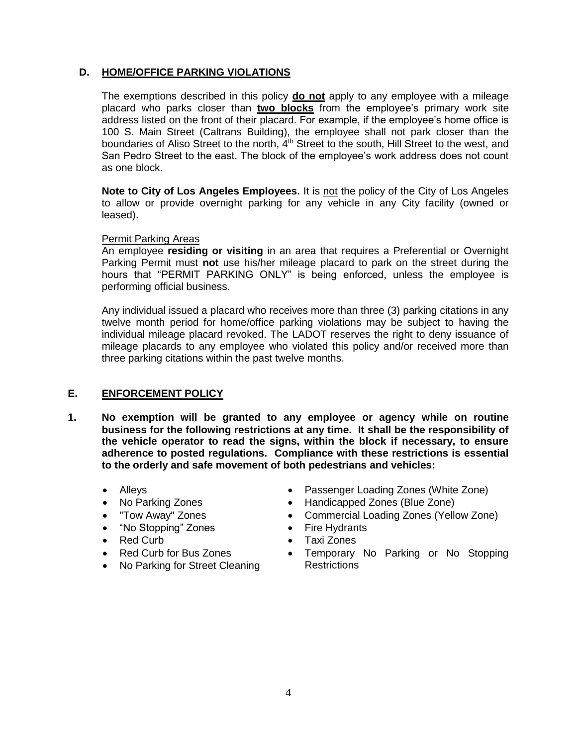## D. HOME/OFFICE PARKING VIOLATIONS

The exemptions described in this policy **do not** apply to any employee with a mileage placard who parks closer than **two blocks** from the employee's primary work site address listed on the front of their placard. For example, if the employee's home office is 100 S. Main Street (Caltrans Building), the employee shall not park closer than the boundaries of Aliso Street to the north, 4th Street to the south, Hill Street to the west, and San Pedro Street to the east. The block of the employee's work address does not count as one block.

**Note to City of Los Angeles Employees.** It is not the policy of the City of Los Angeles to allow or provide overnight parking for any vehicle in any City facility (owned or leased).

Permit Parking Areas

An employee **residing or visiting** in an area that requires a Preferential or Overnight Parking Permit must **not** use his/her mileage placard to park on the street during the hours that "PERMIT PARKING ONLY" is being enforced, unless the employee is performing official business.

Any individual issued a placard who receives more than three (3) parking citations in any twelve month period for home/office parking violations may be subject to having the individual mileage placard revoked. The LADOT reserves the right to deny issuance of mileage placards to any employee who violated this policy and/or received more than three parking citations within the past twelve months.

## E. ENFORCEMENT POLICY

**1. No exemption will be granted to any employee or agency while on routine business for the following restrictions at any time. It shall be the responsibility of the vehicle operator to read the signs, within the block if necessary, to ensure adherence to posted regulations. Compliance with these restrictions is essential to the orderly and safe movement of both pedestrians and vehicles:**

- Alleys
- No Parking Zones
- "Tow Away" Zones
- "No Stopping" Zones
- Red Curb
- Red Curb for Bus Zones
- No Parking for Street Cleaning
- Passenger Loading Zones (White Zone)
- Handicapped Zones (Blue Zone)
- Commercial Loading Zones (Yellow Zone)
- Fire Hydrants
- Taxi Zones
- Temporary No Parking or No Stopping Restrictions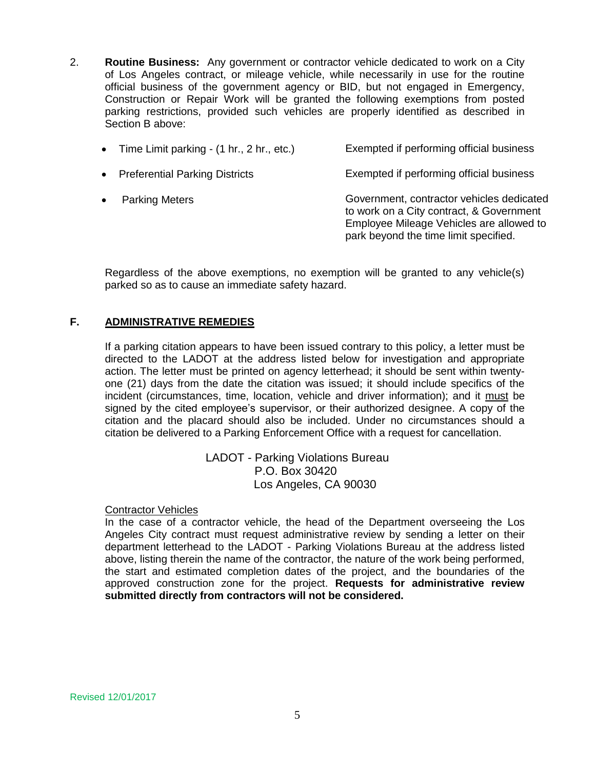2. **Routine Business:** Any government or contractor vehicle dedicated to work on a City of Los Angeles contract, or mileage vehicle, while necessarily in use for the routine official business of the government agency or BID, but not engaged in Emergency, Construction or Repair Work will be granted the following exemptions from posted parking restrictions, provided such vehicles are properly identified as described in Section B above:

| | |
|---|---|
| • Time Limit parking - (1 hr., 2 hr., etc.) | Exempted if performing official business |
| • Preferential Parking Districts | Exempted if performing official business |
| • Parking Meters | Government, contractor vehicles dedicated to work on a City contract, & Government Employee Mileage Vehicles are allowed to park beyond the time limit specified. |

Regardless of the above exemptions, no exemption will be granted to any vehicle(s) parked so as to cause an immediate safety hazard.

## F. <u>ADMINISTRATIVE REMEDIES</u>

If a parking citation appears to have been issued contrary to this policy, a letter must be directed to the LADOT at the address listed below for investigation and appropriate action. The letter must be printed on agency letterhead; it should be sent within twenty-one (21) days from the date the citation was issued; it should include specifics of the incident (circumstances, time, location, vehicle and driver information); and it <u>must</u> be signed by the cited employee's supervisor, or their authorized designee. A copy of the citation and the placard should also be included. Under no circumstances should a citation be delivered to a Parking Enforcement Office with a request for cancellation.

LADOT - Parking Violations Bureau
P.O. Box 30420
Los Angeles, CA 90030

<u>Contractor Vehicles</u>

In the case of a contractor vehicle, the head of the Department overseeing the Los Angeles City contract must request administrative review by sending a letter on their department letterhead to the LADOT - Parking Violations Bureau at the address listed above, listing therein the name of the contractor, the nature of the work being performed, the start and estimated completion dates of the project, and the boundaries of the approved construction zone for the project. **Requests for administrative review submitted directly from contractors will not be considered.**

Revised 12/01/2017